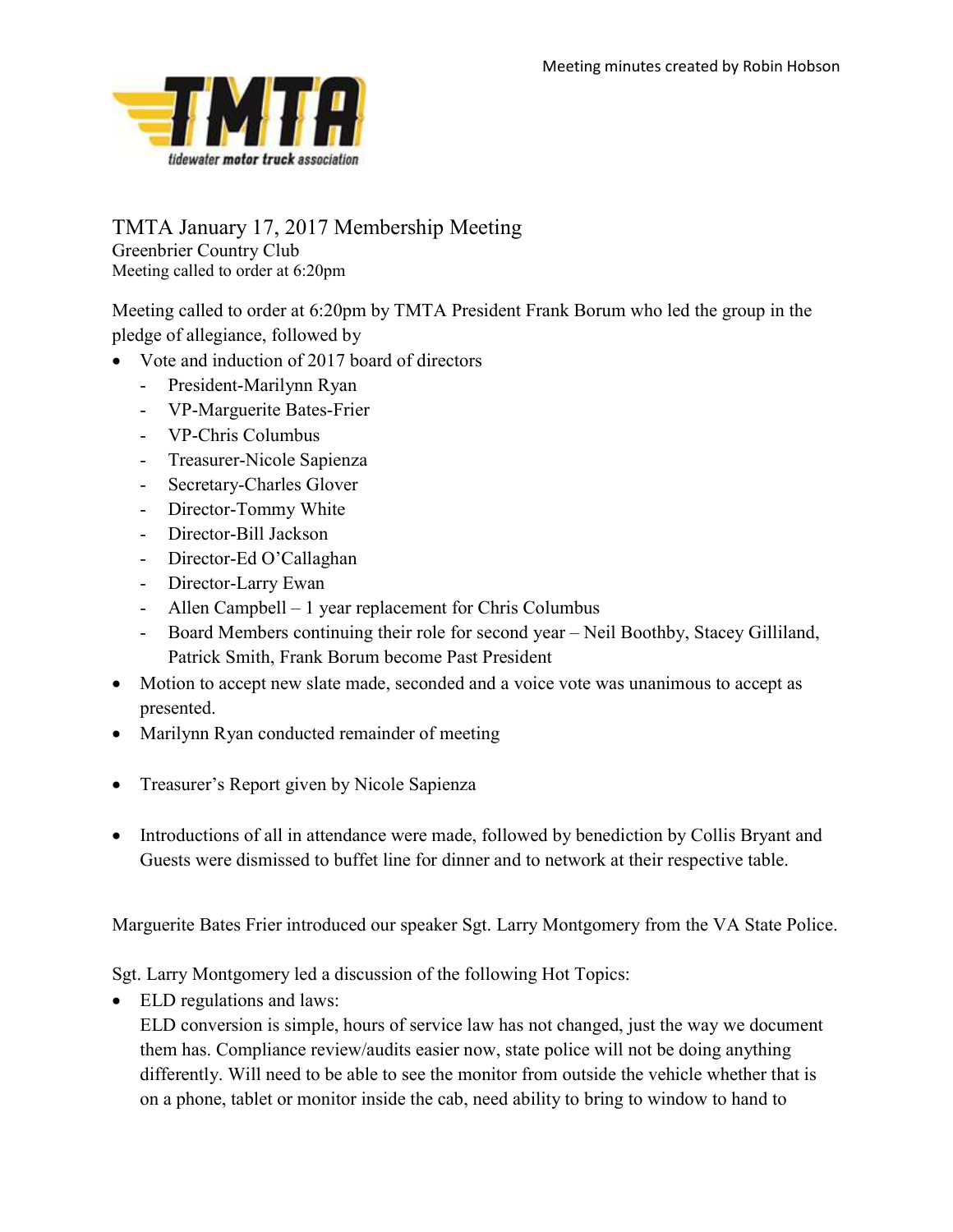Meeting minutes created by Robin Hobson

# TMTA January 17, 2017 Membership Meeting

Greenbrier Country Club
Meeting called to order at 6:20pm

Meeting called to order at 6:20pm by TMTA President Frank Borum who led the group in the pledge of allegiance, followed by

- Vote and induction of 2017 board of directors
  - President-Marilynn Ryan
  - VP-Marguerite Bates-Frier
  - VP-Chris Columbus
  - Treasurer-Nicole Sapienza
  - Secretary-Charles Glover
  - Director-Tommy White
  - Director-Bill Jackson
  - Director-Ed O'Callaghan
  - Director-Larry Ewan
  - Allen Campbell – 1 year replacement for Chris Columbus
  - Board Members continuing their role for second year – Neil Boothby, Stacey Gilliland, Patrick Smith, Frank Borum become Past President
- Motion to accept new slate made, seconded and a voice vote was unanimous to accept as presented.
- Marilynn Ryan conducted remainder of meeting
- Treasurer's Report given by Nicole Sapienza
- Introductions of all in attendance were made, followed by benediction by Collis Bryant and Guests were dismissed to buffet line for dinner and to network at their respective table.

Marguerite Bates Frier introduced our speaker Sgt. Larry Montgomery from the VA State Police.

Sgt. Larry Montgomery led a discussion of the following Hot Topics:

- ELD regulations and laws:
  ELD conversion is simple, hours of service law has not changed, just the way we document them has. Compliance review/audits easier now, state police will not be doing anything differently. Will need to be able to see the monitor from outside the vehicle whether that is on a phone, tablet or monitor inside the cab, need ability to bring to window to hand to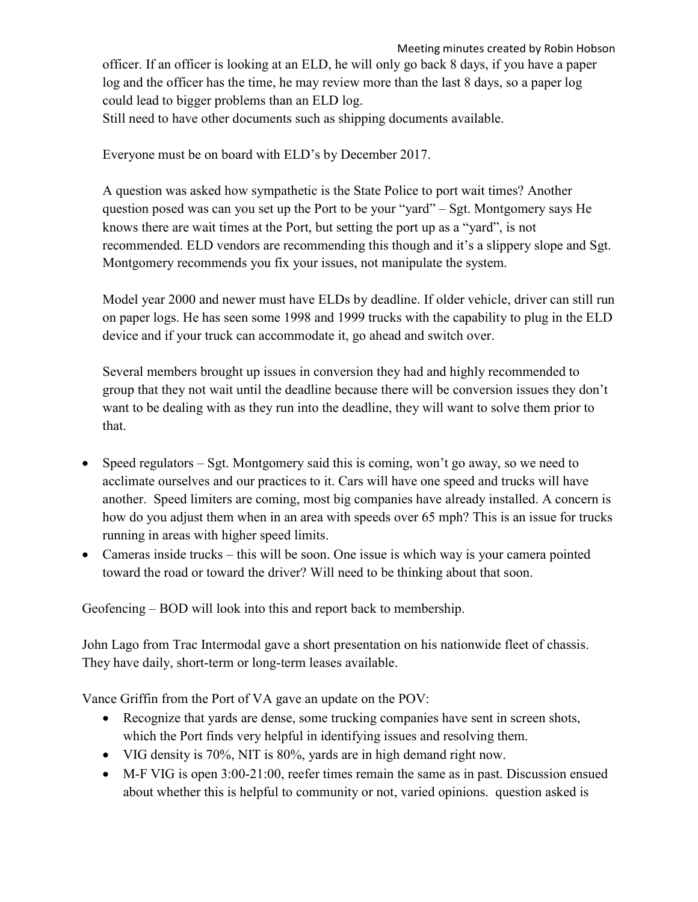officer. If an officer is looking at an ELD, he will only go back 8 days, if you have a paper log and the officer has the time, he may review more than the last 8 days, so a paper log could lead to bigger problems than an ELD log.
Still need to have other documents such as shipping documents available.

Everyone must be on board with ELD's by December 2017.

A question was asked how sympathetic is the State Police to port wait times? Another question posed was can you set up the Port to be your "yard" – Sgt. Montgomery says He knows there are wait times at the Port, but setting the port up as a "yard", is not recommended. ELD vendors are recommending this though and it's a slippery slope and Sgt. Montgomery recommends you fix your issues, not manipulate the system.

Model year 2000 and newer must have ELDs by deadline. If older vehicle, driver can still run on paper logs. He has seen some 1998 and 1999 trucks with the capability to plug in the ELD device and if your truck can accommodate it, go ahead and switch over.

Several members brought up issues in conversion they had and highly recommended to group that they not wait until the deadline because there will be conversion issues they don't want to be dealing with as they run into the deadline, they will want to solve them prior to that.

- Speed regulators – Sgt. Montgomery said this is coming, won't go away, so we need to acclimate ourselves and our practices to it. Cars will have one speed and trucks will have another. Speed limiters are coming, most big companies have already installed. A concern is how do you adjust them when in an area with speeds over 65 mph? This is an issue for trucks running in areas with higher speed limits.
- Cameras inside trucks – this will be soon. One issue is which way is your camera pointed toward the road or toward the driver? Will need to be thinking about that soon.

Geofencing – BOD will look into this and report back to membership.

John Lago from Trac Intermodal gave a short presentation on his nationwide fleet of chassis. They have daily, short-term or long-term leases available.

Vance Griffin from the Port of VA gave an update on the POV:

- Recognize that yards are dense, some trucking companies have sent in screen shots, which the Port finds very helpful in identifying issues and resolving them.
- VIG density is 70%, NIT is 80%, yards are in high demand right now.
- M-F VIG is open 3:00-21:00, reefer times remain the same as in past. Discussion ensued about whether this is helpful to community or not, varied opinions. question asked is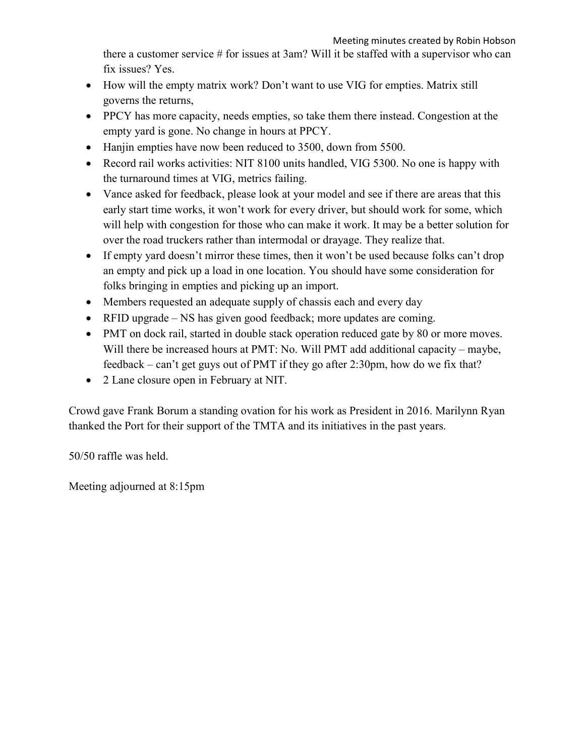there a customer service # for issues at 3am? Will it be staffed with a supervisor who can fix issues? Yes.

- How will the empty matrix work? Don't want to use VIG for empties. Matrix still governs the returns,
- PPCY has more capacity, needs empties, so take them there instead. Congestion at the empty yard is gone. No change in hours at PPCY.
- Hanjin empties have now been reduced to 3500, down from 5500.
- Record rail works activities: NIT 8100 units handled, VIG 5300. No one is happy with the turnaround times at VIG, metrics failing.
- Vance asked for feedback, please look at your model and see if there are areas that this early start time works, it won't work for every driver, but should work for some, which will help with congestion for those who can make it work. It may be a better solution for over the road truckers rather than intermodal or drayage. They realize that.
- If empty yard doesn't mirror these times, then it won't be used because folks can't drop an empty and pick up a load in one location. You should have some consideration for folks bringing in empties and picking up an import.
- Members requested an adequate supply of chassis each and every day
- RFID upgrade – NS has given good feedback; more updates are coming.
- PMT on dock rail, started in double stack operation reduced gate by 80 or more moves. Will there be increased hours at PMT: No. Will PMT add additional capacity – maybe, feedback – can't get guys out of PMT if they go after 2:30pm, how do we fix that?
- 2 Lane closure open in February at NIT.

Crowd gave Frank Borum a standing ovation for his work as President in 2016. Marilynn Ryan thanked the Port for their support of the TMTA and its initiatives in the past years.

50/50 raffle was held.

Meeting adjourned at 8:15pm